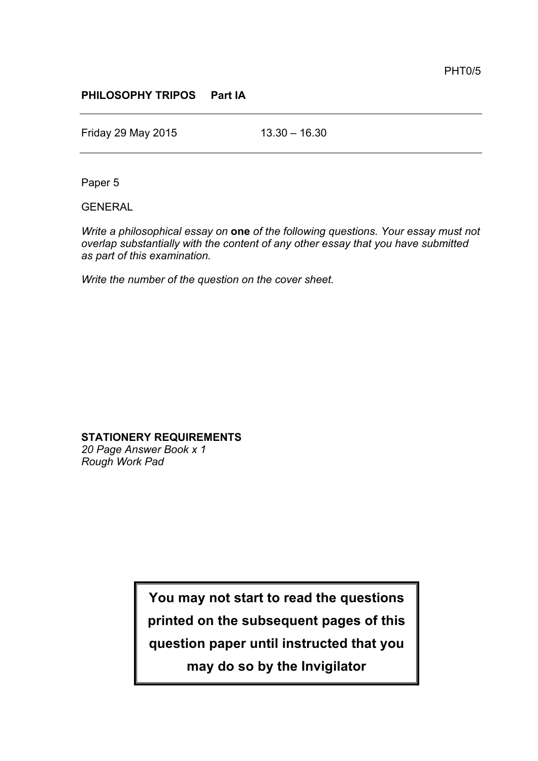PHT0/5

**PHILOSOPHY TRIPOS Part IA**

---

Friday 29 May 2015 13.30 – 16.30

---

Paper 5

GENERAL

*Write a philosophical essay on* **one** *of the following questions. Your essay must not overlap substantially with the content of any other essay that you have submitted as part of this examination.*

*Write the number of the question on the cover sheet.*

**STATIONERY REQUIREMENTS**
*20 Page Answer Book x 1*
*Rough Work Pad*

**You may not start to read the questions printed on the subsequent pages of this question paper until instructed that you may do so by the Invigilator**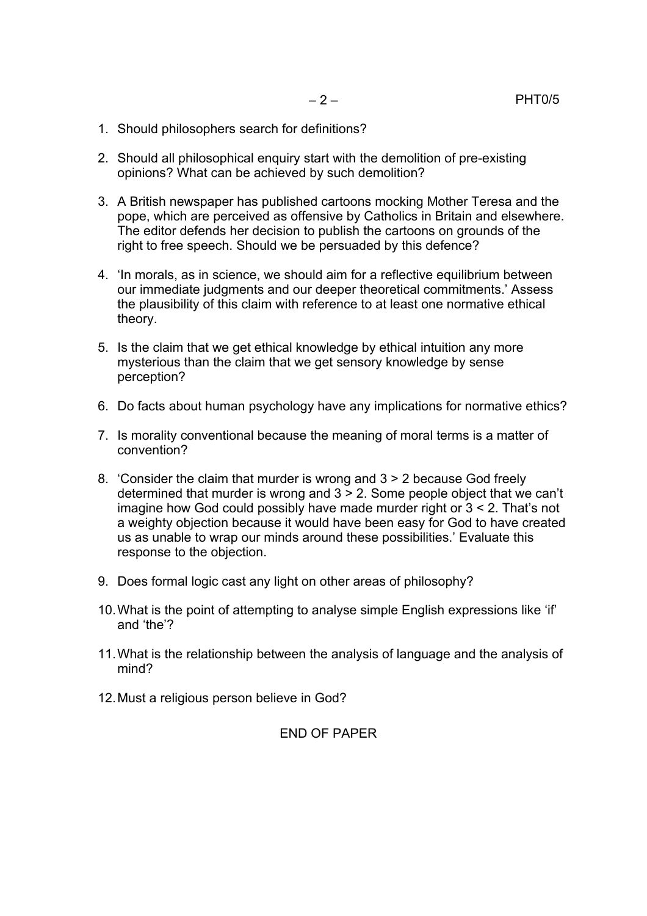1. Should philosophers search for definitions?

2. Should all philosophical enquiry start with the demolition of pre-existing opinions? What can be achieved by such demolition?

3. A British newspaper has published cartoons mocking Mother Teresa and the pope, which are perceived as offensive by Catholics in Britain and elsewhere. The editor defends her decision to publish the cartoons on grounds of the right to free speech. Should we be persuaded by this defence?

4. 'In morals, as in science, we should aim for a reflective equilibrium between our immediate judgments and our deeper theoretical commitments.' Assess the plausibility of this claim with reference to at least one normative ethical theory.

5. Is the claim that we get ethical knowledge by ethical intuition any more mysterious than the claim that we get sensory knowledge by sense perception?

6. Do facts about human psychology have any implications for normative ethics?

7. Is morality conventional because the meaning of moral terms is a matter of convention?

8. 'Consider the claim that murder is wrong and $3 > 2$ because God freely determined that murder is wrong and $3 > 2$. Some people object that we can't imagine how God could possibly have made murder right or $3 < 2$. That's not a weighty objection because it would have been easy for God to have created us as unable to wrap our minds around these possibilities.' Evaluate this response to the objection.

9. Does formal logic cast any light on other areas of philosophy?

10. What is the point of attempting to analyse simple English expressions like 'if' and 'the'?

11. What is the relationship between the analysis of language and the analysis of mind?

12. Must a religious person believe in God?

END OF PAPER